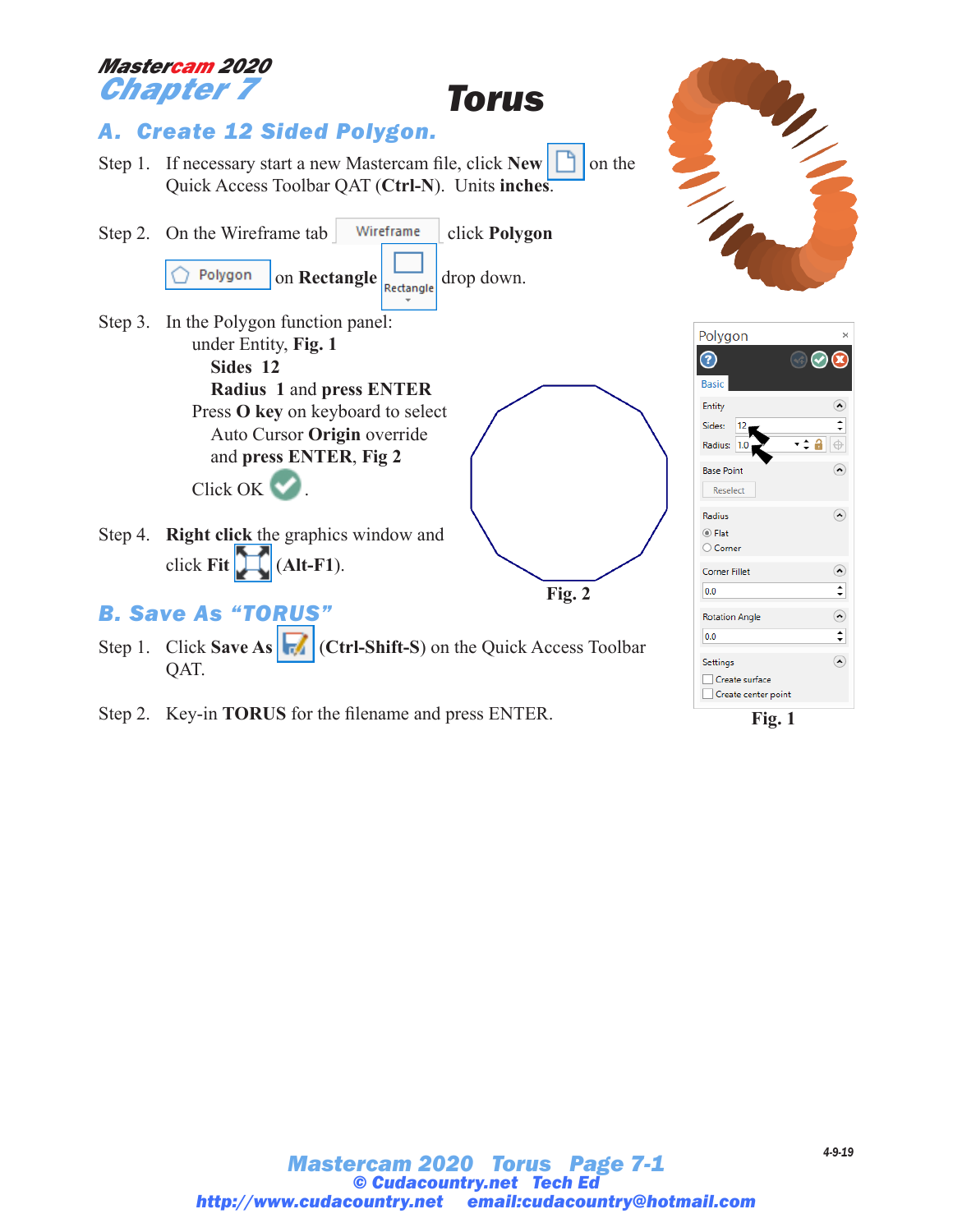Mastercam 2020
# Chapter 7 Torus

## A. Create 12 Sided Polygon.

Step 1. If necessary start a new Mastercam file, click **New** on the Quick Access Toolbar QAT (**Ctrl-N**). Units **inches**.

Step 2. On the Wireframe tab Wireframe click **Polygon** Polygon on **Rectangle** Rectangle drop down.

Step 3. In the Polygon function panel:
under Entity, **Fig. 1**
**Sides 12**
**Radius 1** and **press ENTER**
Press **O key** on keyboard to select
Auto Cursor **Origin** override
and **press ENTER**, **Fig 2**
Click OK .

Step 4. **Right click** the graphics window and click **Fit** (**Alt-F1**).

**Fig. 2**

Polygon
Basic
Entity
Sides: 12
Radius: 1.0
Base Point
Reselect
Radius
Flat
Corner
Corner Fillet
0.0
Rotation Angle
0.0
Settings
Create surface
Create center point

**Fig. 1**

## B. Save As "TORUS"

Step 1. Click **Save As** (**Ctrl-Shift-S**) on the Quick Access Toolbar QAT.

Step 2. Key-in **TORUS** for the filename and press ENTER.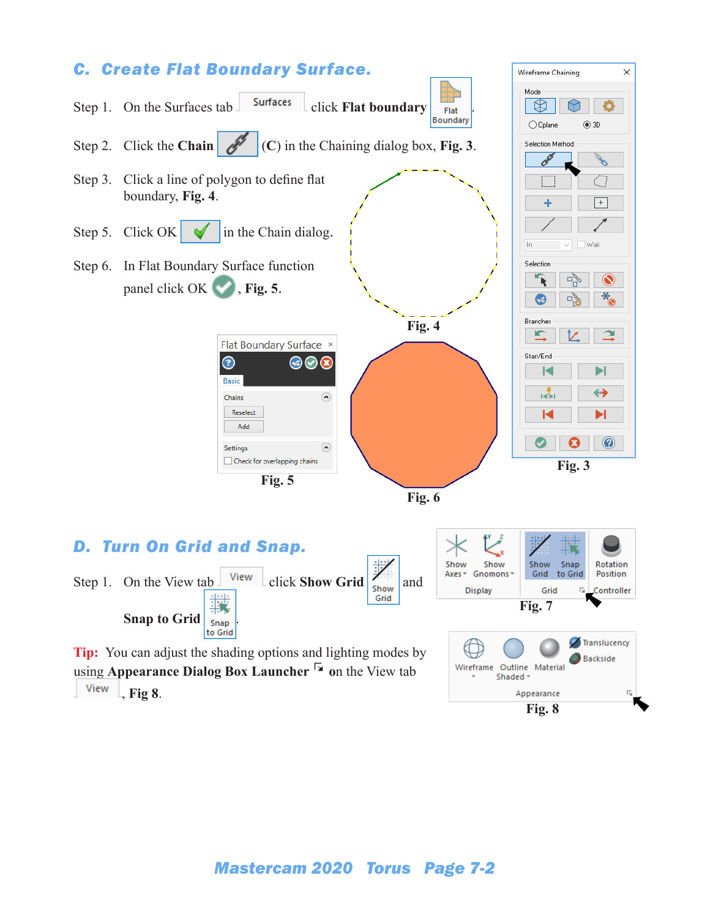## C. Create Flat Boundary Surface.

Step 1. On the Surfaces tab Surfaces click **Flat boundary** Flat Boundary.

Step 2. Click the **Chain** (**C**) in the Chaining dialog box, **Fig. 3**.

Step 3. Click a line of polygon to define flat boundary, **Fig. 4**.

Step 5. Click OK in the Chain dialog.

Step 6. In Flat Boundary Surface function panel click OK, **Fig. 5**.

**Fig. 4**

**Fig. 5**

**Fig. 6**

**Fig. 3**

## D. Turn On Grid and Snap.

Step 1. On the View tab View click **Show Grid** Show Grid and **Snap to Grid** Snap to Grid.

**Fig. 7**

**Tip:** You can adjust the shading options and lighting modes by using **Appearance Dialog Box Launcher** on the View tab View, **Fig 8**.

**Fig. 8**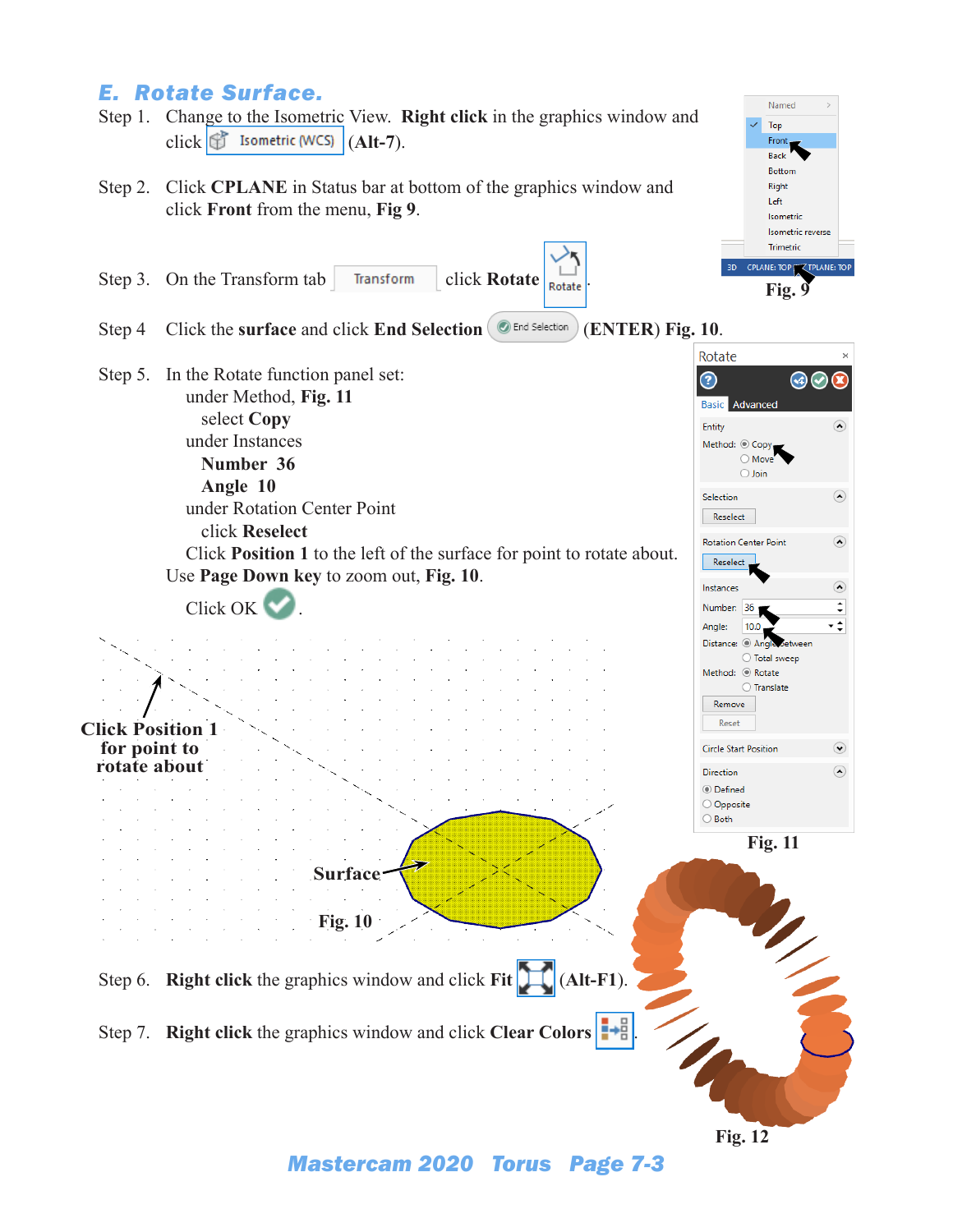## E. Rotate Surface.

Step 1. Change to the Isometric View. **Right click** in the graphics window and click Isometric (WCS) (**Alt-7**).

Step 2. Click **CPLANE** in Status bar at bottom of the graphics window and click **Front** from the menu, **Fig 9**.

Step 3. On the Transform tab Transform click **Rotate** Rotate.

Step 4 Click the **surface** and click **End Selection** End Selection (**ENTER**) **Fig. 10**.

Step 5. In the Rotate function panel set:
- under Method, **Fig. 11**
  - select **Copy**
- under Instances
  - **Number 36**
  - **Angle 10**
- under Rotation Center Point
  - click **Reselect**
- Click **Position 1** to the left of the surface for point to rotate about.

Use **Page Down key** to zoom out, **Fig. 10**.

Click OK.

Named, Top, Front, Back, Bottom, Right, Left, Isometric, Isometric reverse, Trimetric

3D CPLANE: TOP TPLANE: TOP

**Fig. 9**

Rotate

Basic Advanced

Entity
Method: Copy / Move / Join

Selection
Reselect

Rotation Center Point
Reselect

Instances
Number: 36
Angle: 10.0
Distance: Angle between / Total sweep
Method: Rotate / Translate
Remove
Reset

Circle Start Position

Direction
Defined / Opposite / Both

**Fig. 11**

**Click Position 1 for point to rotate about**

**Surface**

**Fig. 10**

**Fig. 12**

Step 6. **Right click** the graphics window and click **Fit** (**Alt-F1**).

Step 7. **Right click** the graphics window and click **Clear Colors**.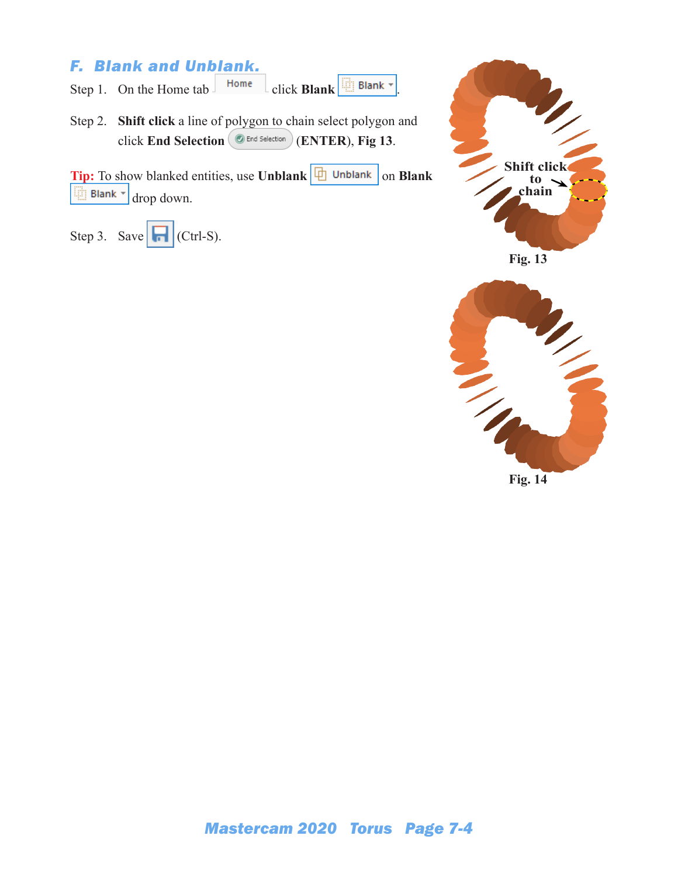## F. Blank and Unblank.

Step 1. On the Home tab Home click **Blank** Blank.

Step 2. **Shift click** a line of polygon to chain select polygon and click **End Selection** End Selection (**ENTER**), **Fig 13**.

**Tip:** To show blanked entities, use **Unblank** Unblank on **Blank** Blank drop down.

Step 3. Save (Ctrl-S).

Shift click to chain

**Fig. 13**

**Fig. 14**